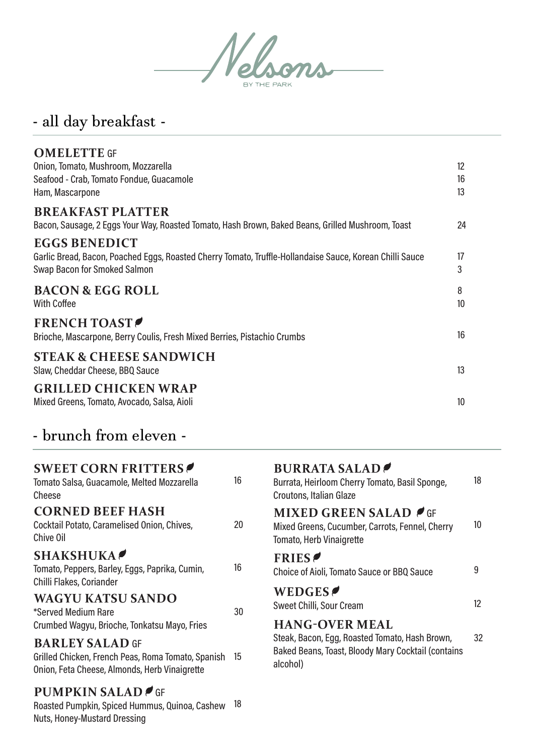# Nelsons

BY THE PARK

## - all day breakfast -

### OMELETTE GF

Onion, Tomato, Mushroom, Mozzarella — 12
Seafood - Crab, Tomato Fondue, Guacamole — 16
Ham, Mascarpone — 13

### BREAKFAST PLATTER

Bacon, Sausage, 2 Eggs Your Way, Roasted Tomato, Hash Brown, Baked Beans, Grilled Mushroom, Toast — 24

### EGGS BENEDICT

Garlic Bread, Bacon, Poached Eggs, Roasted Cherry Tomato, Truffle-Hollandaise Sauce, Korean Chilli Sauce — 17
Swap Bacon for Smoked Salmon — 3

### BACON & EGG ROLL

8
With Coffee — 10

### FRENCH TOAST

Brioche, Mascarpone, Berry Coulis, Fresh Mixed Berries, Pistachio Crumbs — 16

### STEAK & CHEESE SANDWICH

Slaw, Cheddar Cheese, BBQ Sauce — 13

### GRILLED CHICKEN WRAP

Mixed Greens, Tomato, Avocado, Salsa, Aioli — 10

## - brunch from eleven -

### SWEET CORN FRITTERS

Tomato Salsa, Guacamole, Melted Mozzarella Cheese — 16

### CORNED BEEF HASH

Cocktail Potato, Caramelised Onion, Chives, Chive Oil — 20

### SHAKSHUKA

Tomato, Peppers, Barley, Eggs, Paprika, Cumin, Chilli Flakes, Coriander — 16

### WAGYU KATSU SANDO

*Served Medium Rare
Crumbed Wagyu, Brioche, Tonkatsu Mayo, Fries — 30

### BARLEY SALAD GF

Grilled Chicken, French Peas, Roma Tomato, Spanish Onion, Feta Cheese, Almonds, Herb Vinaigrette — 15

### PUMPKIN SALAD GF

Roasted Pumpkin, Spiced Hummus, Quinoa, Cashew Nuts, Honey-Mustard Dressing — 18

### BURRATA SALAD

Burrata, Heirloom Cherry Tomato, Basil Sponge, Croutons, Italian Glaze — 18

### MIXED GREEN SALAD GF

Mixed Greens, Cucumber, Carrots, Fennel, Cherry Tomato, Herb Vinaigrette — 10

### FRIES

Choice of Aioli, Tomato Sauce or BBQ Sauce — 9

### WEDGES

Sweet Chilli, Sour Cream — 12

### HANG-OVER MEAL

Steak, Bacon, Egg, Roasted Tomato, Hash Brown, Baked Beans, Toast, Bloody Mary Cocktail (contains alcohol) — 32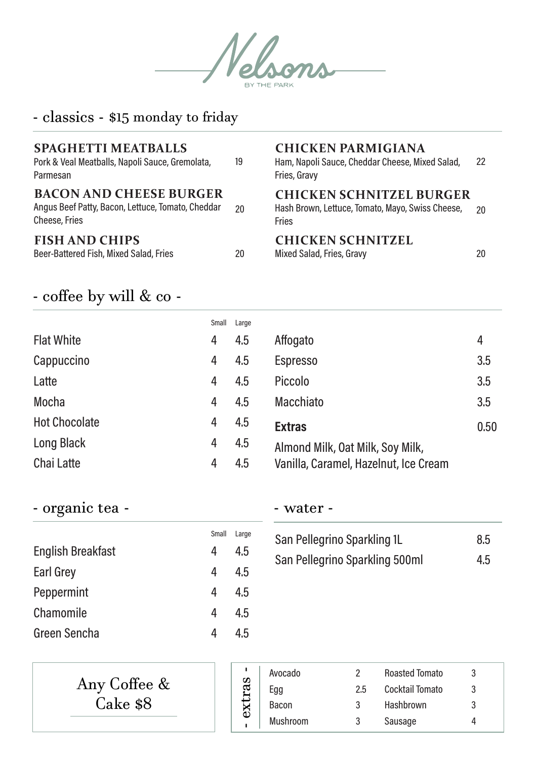# Nelsons

BY THE PARK

## - classics - $15 monday to friday

**SPAGHETTI MEATBALLS**
Pork & Veal Meatballs, Napoli Sauce, Gremolata, Parmesan — 19

**BACON AND CHEESE BURGER**
Angus Beef Patty, Bacon, Lettuce, Tomato, Cheddar Cheese, Fries — 20

**FISH AND CHIPS**
Beer-Battered Fish, Mixed Salad, Fries — 20

**CHICKEN PARMIGIANA**
Ham, Napoli Sauce, Cheddar Cheese, Mixed Salad, Fries, Gravy — 22

**CHICKEN SCHNITZEL BURGER**
Hash Brown, Lettuce, Tomato, Mayo, Swiss Cheese, Fries — 20

**CHICKEN SCHNITZEL**
Mixed Salad, Fries, Gravy — 20

## - coffee by will & co -

| | Small | Large |
|---|---|---|
| Flat White | 4 | 4.5 |
| Cappuccino | 4 | 4.5 |
| Latte | 4 | 4.5 |
| Mocha | 4 | 4.5 |
| Hot Chocolate | 4 | 4.5 |
| Long Black | 4 | 4.5 |
| Chai Latte | 4 | 4.5 |

| | |
|---|---|
| Affogato | 4 |
| Espresso | 3.5 |
| Piccolo | 3.5 |
| Macchiato | 3.5 |
| **Extras** | 0.50 |

Almond Milk, Oat Milk, Soy Milk, Vanilla, Caramel, Hazelnut, Ice Cream

## - organic tea -

| | Small | Large |
|---|---|---|
| English Breakfast | 4 | 4.5 |
| Earl Grey | 4 | 4.5 |
| Peppermint | 4 | 4.5 |
| Chamomile | 4 | 4.5 |
| Green Sencha | 4 | 4.5 |

## - water -

| | |
|---|---|
| San Pellegrino Sparkling 1L | 8.5 |
| San Pellegrino Sparkling 500ml | 4.5 |

Any Coffee & Cake $8

## - extras -

| | | | |
|---|---|---|---|
| Avocado | 2 | Roasted Tomato | 3 |
| Egg | 2.5 | Cocktail Tomato | 3 |
| Bacon | 3 | Hashbrown | 3 |
| Mushroom | 3 | Sausage | 4 |